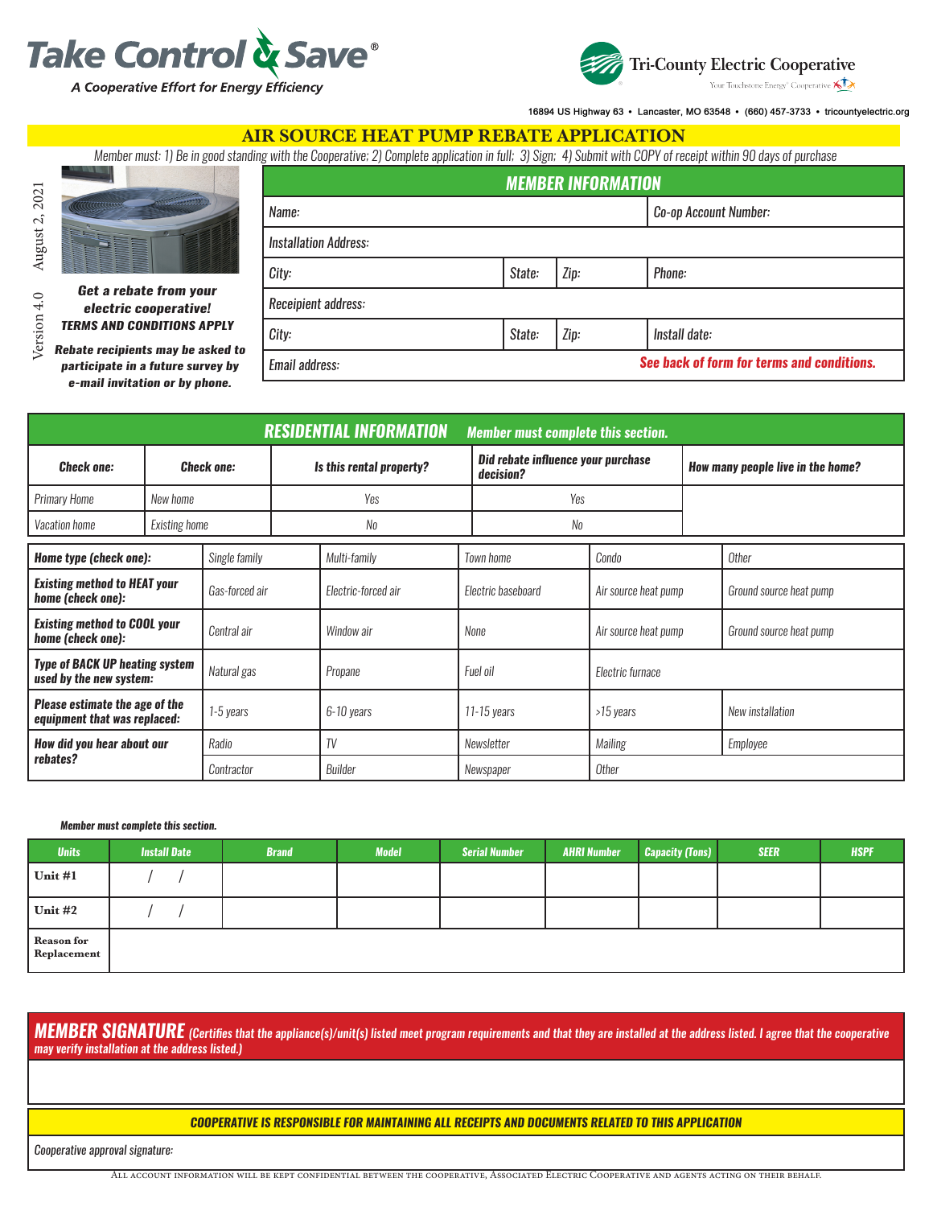Take Control & Save®
*A Cooperative Effort for Energy Efficiency*

Tri-County Electric Cooperative
Your Touchstone Energy® Cooperative

16894 US Highway 63 • Lancaster, MO 63548 • (660) 457-3733 • tricountyelectric.org

# AIR SOURCE HEAT PUMP REBATE APPLICATION

*Member must: 1) Be in good standing with the Cooperative; 2) Complete application in full; 3) Sign; 4) Submit with COPY of receipt within 90 days of purchase*

Version 4.0 August 2, 2021

***Get a rebate from your electric cooperative!***
***TERMS AND CONDITIONS APPLY***

***Rebate recipients may be asked to participate in a future survey by e-mail invitation or by phone.***

## MEMBER INFORMATION

| | | | |
|---|---|---|---|
| Name: | | | Co-op Account Number: |
| Installation Address: | | | |
| City: | State: | Zip: | Phone: |
| Receipient address: | | | |
| City: | State: | Zip: | Install date: |
| Email address: | | | **See back of form for terms and conditions.** |

## RESIDENTIAL INFORMATION — Member must complete this section.

| Check one: | Check one: | Is this rental property? | Did rebate influence your purchase decision? | How many people live in the home? |
|---|---|---|---|---|
| Primary Home | New home | Yes | Yes | |
| Vacation home | Existing home | No | No | |

| | | | | | |
|---|---|---|---|---|---|
| **Home type (check one):** | Single family | Multi-family | Town home | Condo | Other |
| **Existing method to HEAT your home (check one):** | Gas-forced air | Electric-forced air | Electric baseboard | Air source heat pump | Ground source heat pump |
| **Existing method to COOL your home (check one):** | Central air | Window air | None | Air source heat pump | Ground source heat pump |
| **Type of BACK UP heating system used by the new system:** | Natural gas | Propane | Fuel oil | Electric furnace | |
| **Please estimate the age of the equipment that was replaced:** | 1-5 years | 6-10 years | 11-15 years | >15 years | New installation |
| **How did you hear about our rebates?** | Radio | TV | Newsletter | Mailing | Employee |
| | Contractor | Builder | Newspaper | Other | |

***Member must complete this section.***

| Units | Install Date | Brand | Model | Serial Number | AHRI Number | Capacity (Tons) | SEER | HSPF |
|---|---|---|---|---|---|---|---|---|
| Unit #1 | / / | | | | | | | |
| Unit #2 | / / | | | | | | | |
| Reason for Replacement | | | | | | | | |

## MEMBER SIGNATURE
*(Certifies that the appliance(s)/unit(s) listed meet program requirements and that they are installed at the address listed. I agree that the cooperative may verify installation at the address listed.)*

**COOPERATIVE IS RESPONSIBLE FOR MAINTAINING ALL RECEIPTS AND DOCUMENTS RELATED TO THIS APPLICATION**

Cooperative approval signature:

All account information will be kept confidential between the cooperative, Associated Electric Cooperative and agents acting on their behalf.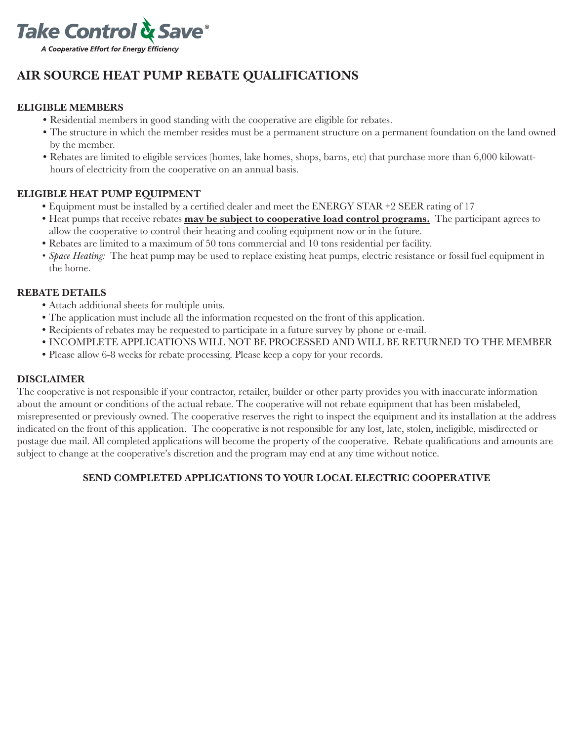Take Control & Save®

*A Cooperative Effort for Energy Efficiency*

# AIR SOURCE HEAT PUMP REBATE QUALIFICATIONS

## ELIGIBLE MEMBERS

- Residential members in good standing with the cooperative are eligible for rebates.
- The structure in which the member resides must be a permanent structure on a permanent foundation on the land owned by the member.
- Rebates are limited to eligible services (homes, lake homes, shops, barns, etc) that purchase more than 6,000 kilowatt-hours of electricity from the cooperative on an annual basis.

## ELIGIBLE HEAT PUMP EQUIPMENT

- Equipment must be installed by a certified dealer and meet the ENERGY STAR +2 SEER rating of 17
- Heat pumps that receive rebates **may be subject to cooperative load control programs.** The participant agrees to allow the cooperative to control their heating and cooling equipment now or in the future.
- Rebates are limited to a maximum of 50 tons commercial and 10 tons residential per facility.
- *Space Heating:* The heat pump may be used to replace existing heat pumps, electric resistance or fossil fuel equipment in the home.

## REBATE DETAILS

- Attach additional sheets for multiple units.
- The application must include all the information requested on the front of this application.
- Recipients of rebates may be requested to participate in a future survey by phone or e-mail.
- INCOMPLETE APPLICATIONS WILL NOT BE PROCESSED AND WILL BE RETURNED TO THE MEMBER
- Please allow 6-8 weeks for rebate processing. Please keep a copy for your records.

## DISCLAIMER

The cooperative is not responsible if your contractor, retailer, builder or other party provides you with inaccurate information about the amount or conditions of the actual rebate. The cooperative will not rebate equipment that has been mislabeled, misrepresented or previously owned. The cooperative reserves the right to inspect the equipment and its installation at the address indicated on the front of this application. The cooperative is not responsible for any lost, late, stolen, ineligible, misdirected or postage due mail. All completed applications will become the property of the cooperative. Rebate qualifications and amounts are subject to change at the cooperative's discretion and the program may end at any time without notice.

**SEND COMPLETED APPLICATIONS TO YOUR LOCAL ELECTRIC COOPERATIVE**